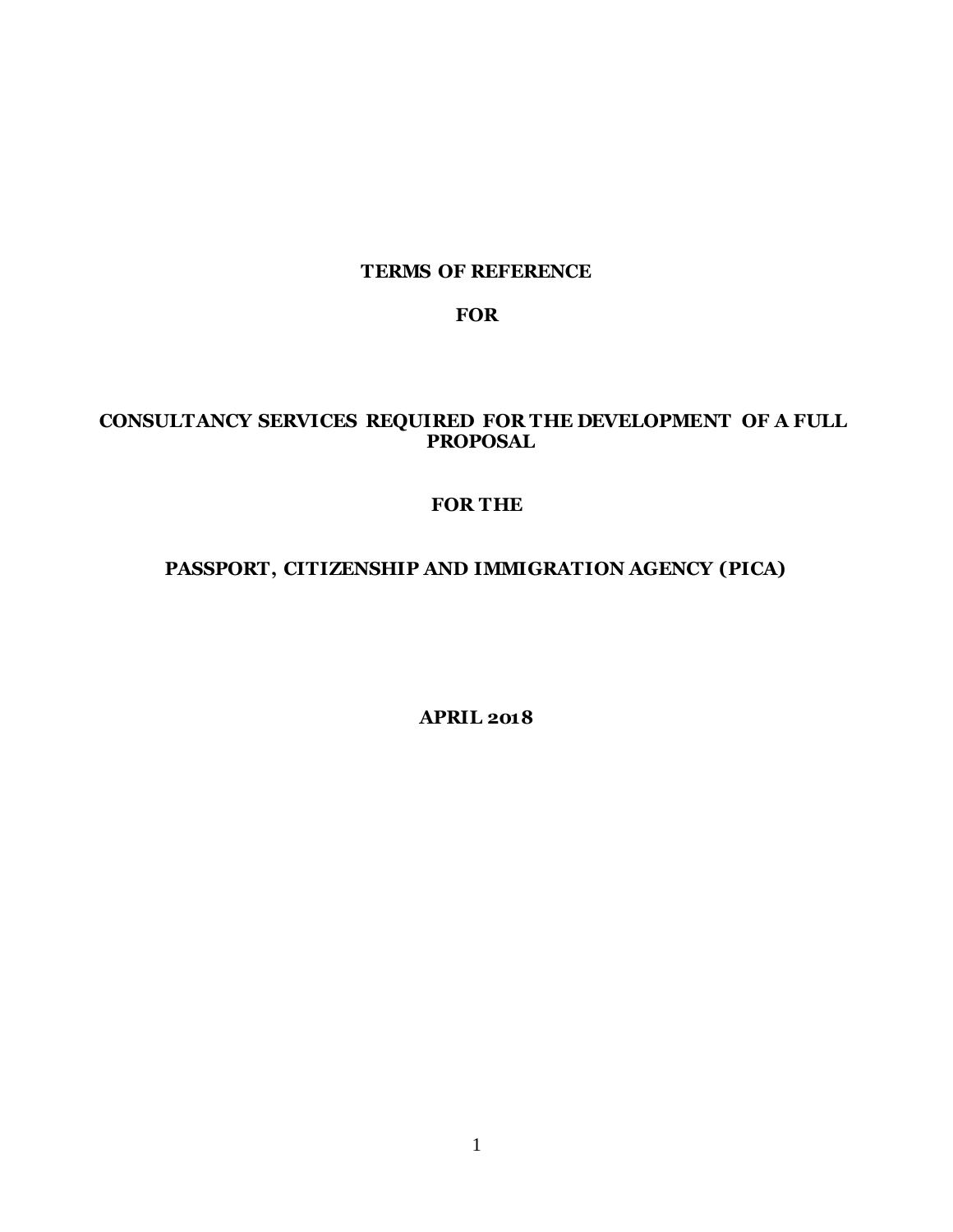# TERMS OF REFERENCE

# FOR

# CONSULTANCY SERVICES REQUIRED FOR THE DEVELOPMENT OF A FULL PROPOSAL

# FOR THE

# PASSPORT, CITIZENSHIP AND IMMIGRATION AGENCY (PICA)

**APRIL 2018**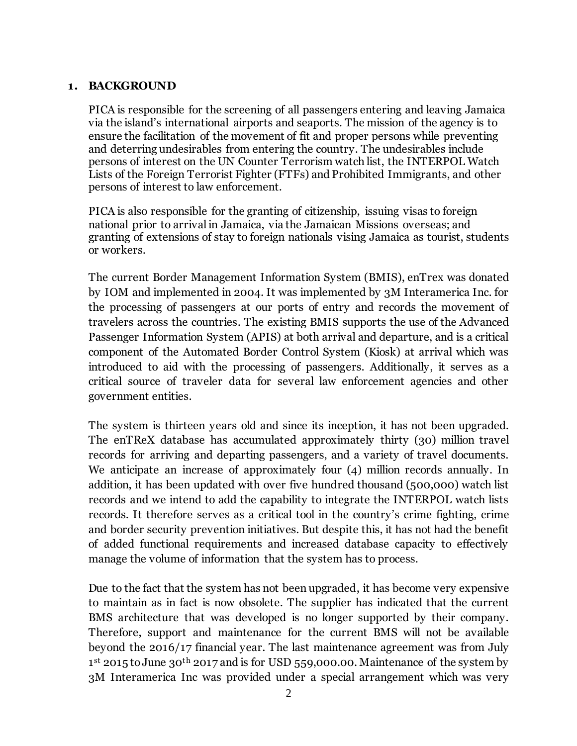## 1. BACKGROUND

PICA is responsible for the screening of all passengers entering and leaving Jamaica via the island's international airports and seaports. The mission of the agency is to ensure the facilitation of the movement of fit and proper persons while preventing and deterring undesirables from entering the country. The undesirables include persons of interest on the UN Counter Terrorism watch list, the INTERPOL Watch Lists of the Foreign Terrorist Fighter (FTFs) and Prohibited Immigrants, and other persons of interest to law enforcement.

PICA is also responsible for the granting of citizenship, issuing visas to foreign national prior to arrival in Jamaica, via the Jamaican Missions overseas; and granting of extensions of stay to foreign nationals vising Jamaica as tourist, students or workers.

The current Border Management Information System (BMIS), enTrex was donated by IOM and implemented in 2004. It was implemented by 3M Interamerica Inc. for the processing of passengers at our ports of entry and records the movement of travelers across the countries. The existing BMIS supports the use of the Advanced Passenger Information System (APIS) at both arrival and departure, and is a critical component of the Automated Border Control System (Kiosk) at arrival which was introduced to aid with the processing of passengers. Additionally, it serves as a critical source of traveler data for several law enforcement agencies and other government entities.

The system is thirteen years old and since its inception, it has not been upgraded. The enTReX database has accumulated approximately thirty (30) million travel records for arriving and departing passengers, and a variety of travel documents. We anticipate an increase of approximately four (4) million records annually. In addition, it has been updated with over five hundred thousand (500,000) watch list records and we intend to add the capability to integrate the INTERPOL watch lists records. It therefore serves as a critical tool in the country's crime fighting, crime and border security prevention initiatives. But despite this, it has not had the benefit of added functional requirements and increased database capacity to effectively manage the volume of information that the system has to process.

Due to the fact that the system has not been upgraded, it has become very expensive to maintain as in fact is now obsolete. The supplier has indicated that the current BMS architecture that was developed is no longer supported by their company. Therefore, support and maintenance for the current BMS will not be available beyond the 2016/17 financial year. The last maintenance agreement was from July 1st 2015 to June 30th 2017 and is for USD 559,000.00. Maintenance of the system by 3M Interamerica Inc was provided under a special arrangement which was very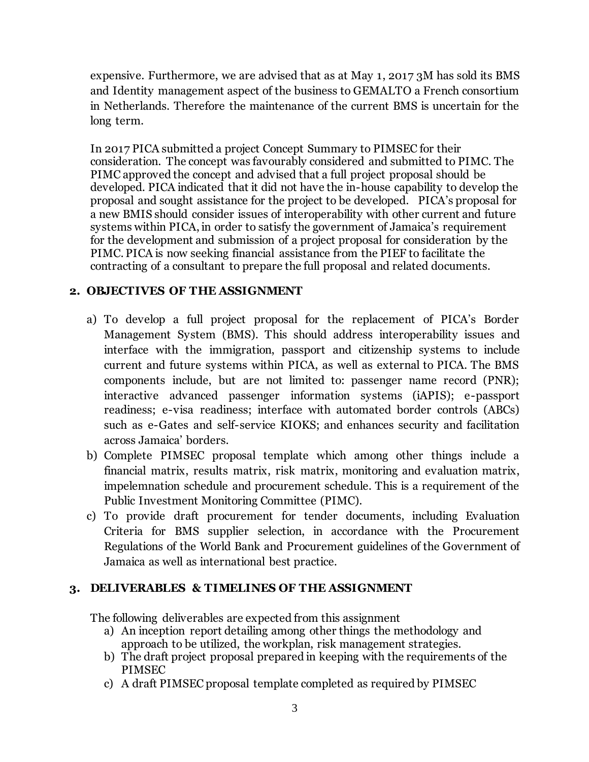expensive. Furthermore, we are advised that as at May 1, 2017 3M has sold its BMS and Identity management aspect of the business to GEMALTO a French consortium in Netherlands. Therefore the maintenance of the current BMS is uncertain for the long term.

In 2017 PICA submitted a project Concept Summary to PIMSEC for their consideration. The concept was favourably considered and submitted to PIMC. The PIMC approved the concept and advised that a full project proposal should be developed. PICA indicated that it did not have the in-house capability to develop the proposal and sought assistance for the project to be developed. PICA's proposal for a new BMIS should consider issues of interoperability with other current and future systems within PICA, in order to satisfy the government of Jamaica's requirement for the development and submission of a project proposal for consideration by the PIMC. PICA is now seeking financial assistance from the PIEF to facilitate the contracting of a consultant to prepare the full proposal and related documents.

## 2. OBJECTIVES OF THE ASSIGNMENT

a) To develop a full project proposal for the replacement of PICA's Border Management System (BMS). This should address interoperability issues and interface with the immigration, passport and citizenship systems to include current and future systems within PICA, as well as external to PICA. The BMS components include, but are not limited to: passenger name record (PNR); interactive advanced passenger information systems (iAPIS); e-passport readiness; e-visa readiness; interface with automated border controls (ABCs) such as e-Gates and self-service KIOKS; and enhances security and facilitation across Jamaica' borders.

b) Complete PIMSEC proposal template which among other things include a financial matrix, results matrix, risk matrix, monitoring and evaluation matrix, impelemnation schedule and procurement schedule. This is a requirement of the Public Investment Monitoring Committee (PIMC).

c) To provide draft procurement for tender documents, including Evaluation Criteria for BMS supplier selection, in accordance with the Procurement Regulations of the World Bank and Procurement guidelines of the Government of Jamaica as well as international best practice.

## 3. DELIVERABLES & TIMELINES OF THE ASSIGNMENT

The following deliverables are expected from this assignment

a) An inception report detailing among other things the methodology and approach to be utilized, the workplan, risk management strategies.
b) The draft project proposal prepared in keeping with the requirements of the PIMSEC
c) A draft PIMSEC proposal template completed as required by PIMSEC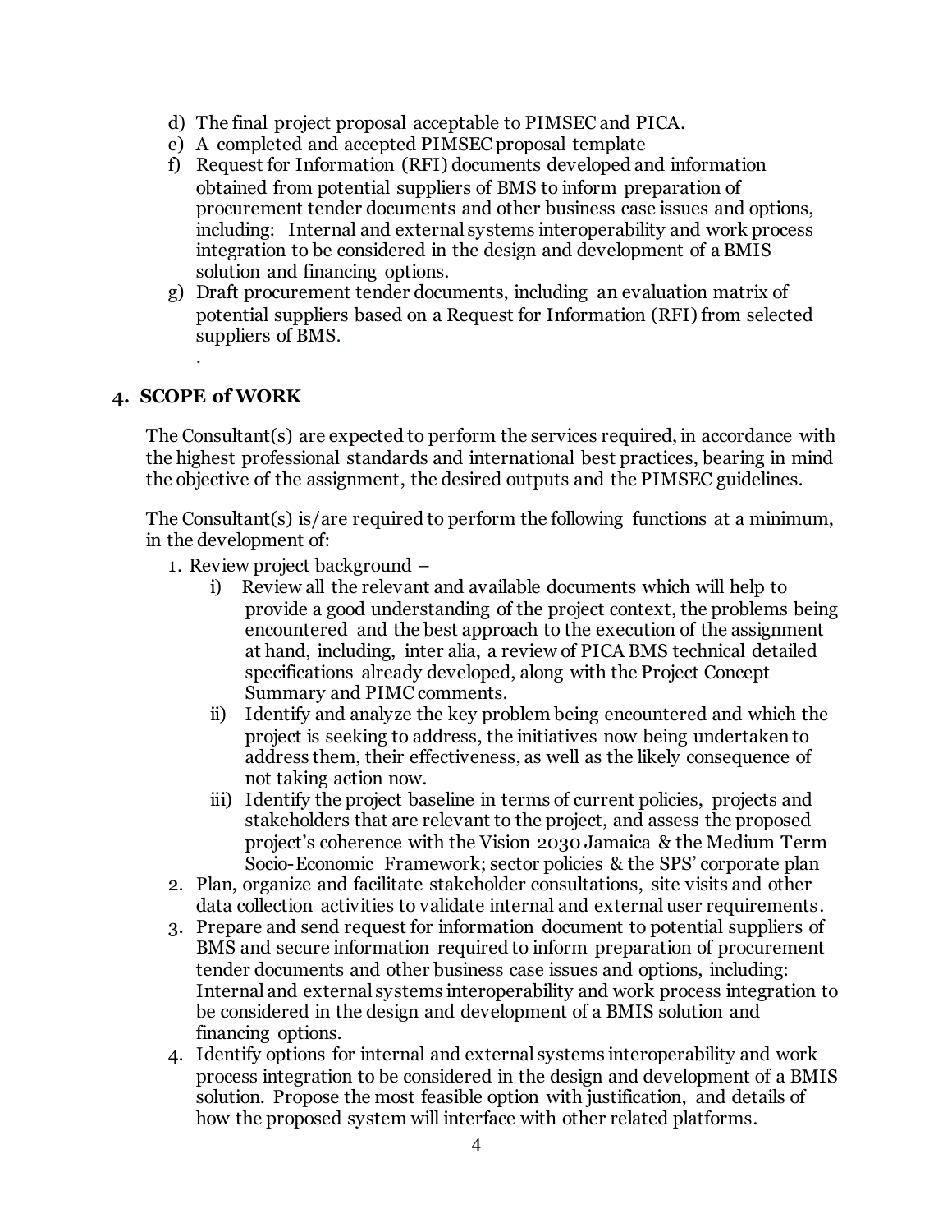d) The final project proposal acceptable to PIMSEC and PICA.
e) A completed and accepted PIMSEC proposal template
f) Request for Information (RFI) documents developed and information obtained from potential suppliers of BMS to inform preparation of procurement tender documents and other business case issues and options, including: Internal and external systems interoperability and work process integration to be considered in the design and development of a BMIS solution and financing options.
g) Draft procurement tender documents, including an evaluation matrix of potential suppliers based on a Request for Information (RFI) from selected suppliers of BMS.

.

## 4. SCOPE of WORK

The Consultant(s) are expected to perform the services required, in accordance with the highest professional standards and international best practices, bearing in mind the objective of the assignment, the desired outputs and the PIMSEC guidelines.

The Consultant(s) is/are required to perform the following functions at a minimum, in the development of:

1. Review project background –
   i) Review all the relevant and available documents which will help to provide a good understanding of the project context, the problems being encountered and the best approach to the execution of the assignment at hand, including, inter alia, a review of PICA BMS technical detailed specifications already developed, along with the Project Concept Summary and PIMC comments.
   ii) Identify and analyze the key problem being encountered and which the project is seeking to address, the initiatives now being undertaken to address them, their effectiveness, as well as the likely consequence of not taking action now.
   iii) Identify the project baseline in terms of current policies, projects and stakeholders that are relevant to the project, and assess the proposed project's coherence with the Vision 2030 Jamaica & the Medium Term Socio-Economic Framework; sector policies & the SPS' corporate plan
2. Plan, organize and facilitate stakeholder consultations, site visits and other data collection activities to validate internal and external user requirements.
3. Prepare and send request for information document to potential suppliers of BMS and secure information required to inform preparation of procurement tender documents and other business case issues and options, including: Internal and external systems interoperability and work process integration to be considered in the design and development of a BMIS solution and financing options.
4. Identify options for internal and external systems interoperability and work process integration to be considered in the design and development of a BMIS solution. Propose the most feasible option with justification, and details of how the proposed system will interface with other related platforms.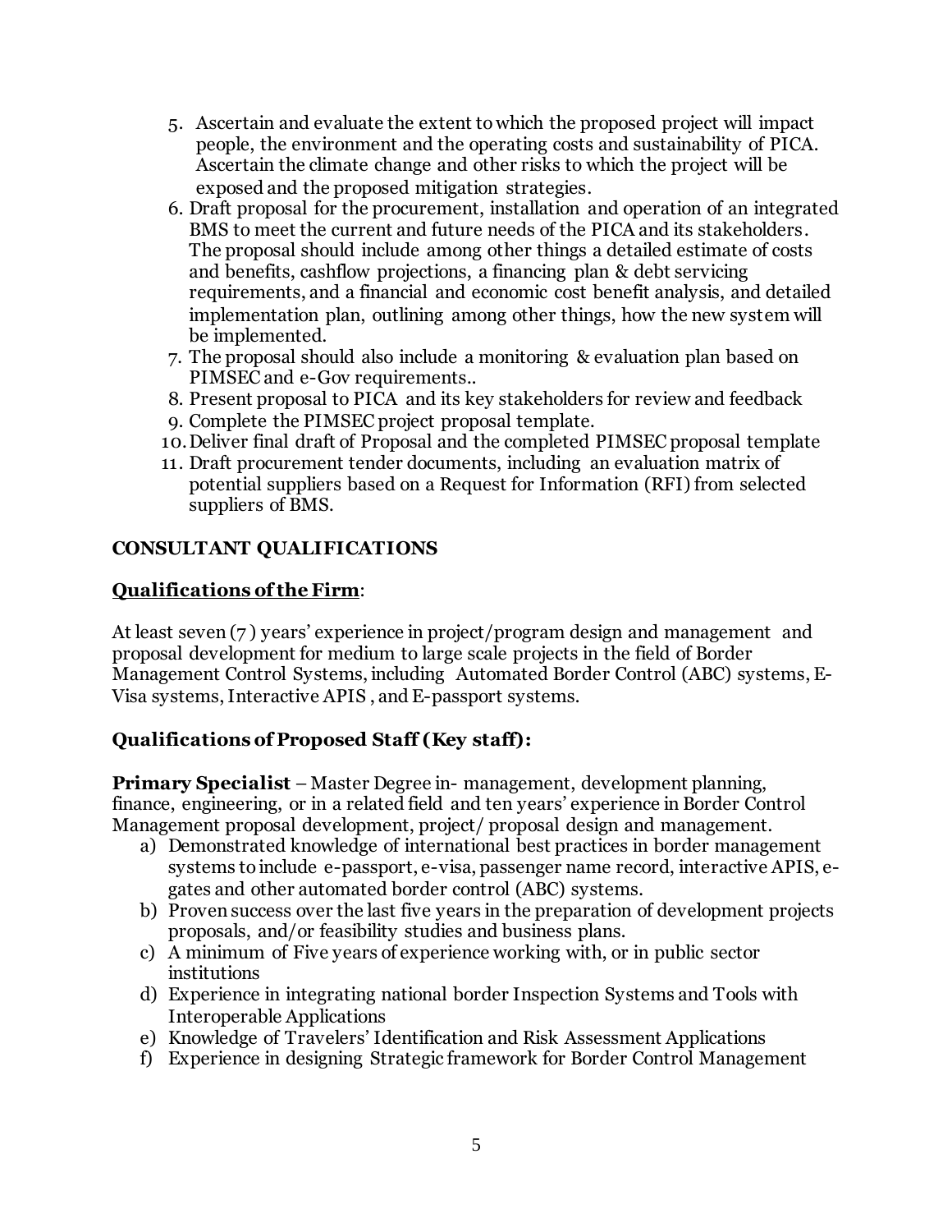5. Ascertain and evaluate the extent to which the proposed project will impact people, the environment and the operating costs and sustainability of PICA. Ascertain the climate change and other risks to which the project will be exposed and the proposed mitigation strategies.
6. Draft proposal for the procurement, installation and operation of an integrated BMS to meet the current and future needs of the PICA and its stakeholders. The proposal should include among other things a detailed estimate of costs and benefits, cashflow projections, a financing plan & debt servicing requirements, and a financial and economic cost benefit analysis, and detailed implementation plan, outlining among other things, how the new system will be implemented.
7. The proposal should also include a monitoring & evaluation plan based on PIMSEC and e-Gov requirements..
8. Present proposal to PICA and its key stakeholders for review and feedback
9. Complete the PIMSEC project proposal template.
10. Deliver final draft of Proposal and the completed PIMSEC proposal template
11. Draft procurement tender documents, including an evaluation matrix of potential suppliers based on a Request for Information (RFI) from selected suppliers of BMS.

**CONSULTANT QUALIFICATIONS**

**<u>Qualifications of the Firm</u>**:

At least seven (7 ) years' experience in project/program design and management and proposal development for medium to large scale projects in the field of Border Management Control Systems, including Automated Border Control (ABC) systems, E-Visa systems, Interactive APIS , and E-passport systems.

**Qualifications of Proposed Staff (Key staff):**

**Primary Specialist** – Master Degree in- management, development planning, finance, engineering, or in a related field and ten years' experience in Border Control Management proposal development, project/ proposal design and management.

a) Demonstrated knowledge of international best practices in border management systems to include e-passport, e-visa, passenger name record, interactive APIS, e-gates and other automated border control (ABC) systems.
b) Proven success over the last five years in the preparation of development projects proposals, and/or feasibility studies and business plans.
c) A minimum of Five years of experience working with, or in public sector institutions
d) Experience in integrating national border Inspection Systems and Tools with Interoperable Applications
e) Knowledge of Travelers' Identification and Risk Assessment Applications
f) Experience in designing Strategic framework for Border Control Management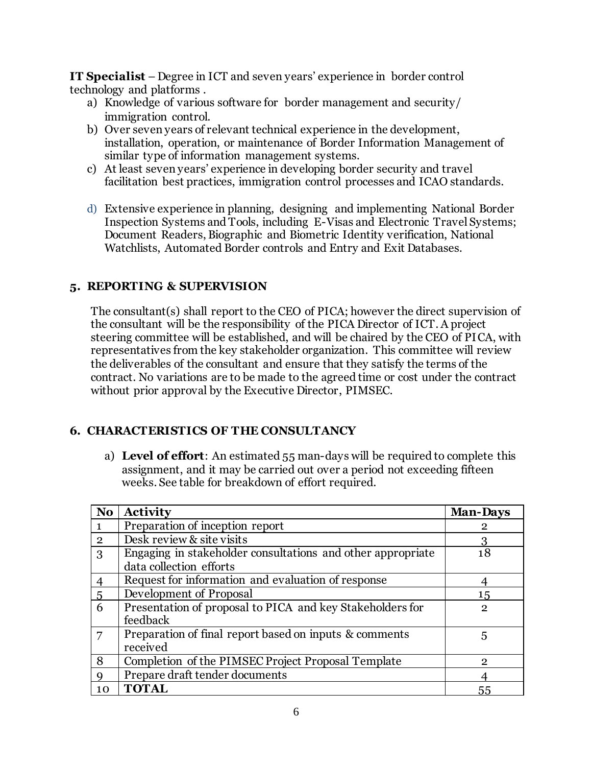**IT Specialist** – Degree in ICT and seven years' experience in border control technology and platforms .

a) Knowledge of various software for border management and security/ immigration control.
b) Over seven years of relevant technical experience in the development, installation, operation, or maintenance of Border Information Management of similar type of information management systems.
c) At least seven years' experience in developing border security and travel facilitation best practices, immigration control processes and ICAO standards.
d) Extensive experience in planning, designing and implementing National Border Inspection Systems and Tools, including E-Visas and Electronic Travel Systems; Document Readers, Biographic and Biometric Identity verification, National Watchlists, Automated Border controls and Entry and Exit Databases.

## 5. REPORTING & SUPERVISION

The consultant(s) shall report to the CEO of PICA; however the direct supervision of the consultant will be the responsibility of the PICA Director of ICT. A project steering committee will be established, and will be chaired by the CEO of PICA, with representatives from the key stakeholder organization. This committee will review the deliverables of the consultant and ensure that they satisfy the terms of the contract. No variations are to be made to the agreed time or cost under the contract without prior approval by the Executive Director, PIMSEC.

## 6. CHARACTERISTICS OF THE CONSULTANCY

a) **Level of effort**: An estimated 55 man-days will be required to complete this assignment, and it may be carried out over a period not exceeding fifteen weeks. See table for breakdown of effort required.

| No | Activity | Man-Days |
|---|---|---|
| 1 | Preparation of inception report | 2 |
| 2 | Desk review & site visits | 3 |
| 3 | Engaging in stakeholder consultations and other appropriate data collection efforts | 18 |
| 4 | Request for information and evaluation of response | 4 |
| 5 | Development of Proposal | 15 |
| 6 | Presentation of proposal to PICA and key Stakeholders for feedback | 2 |
| 7 | Preparation of final report based on inputs & comments received | 5 |
| 8 | Completion of the PIMSEC Project Proposal Template | 2 |
| 9 | Prepare draft tender documents | 4 |
| 10 | **TOTAL** | 55 |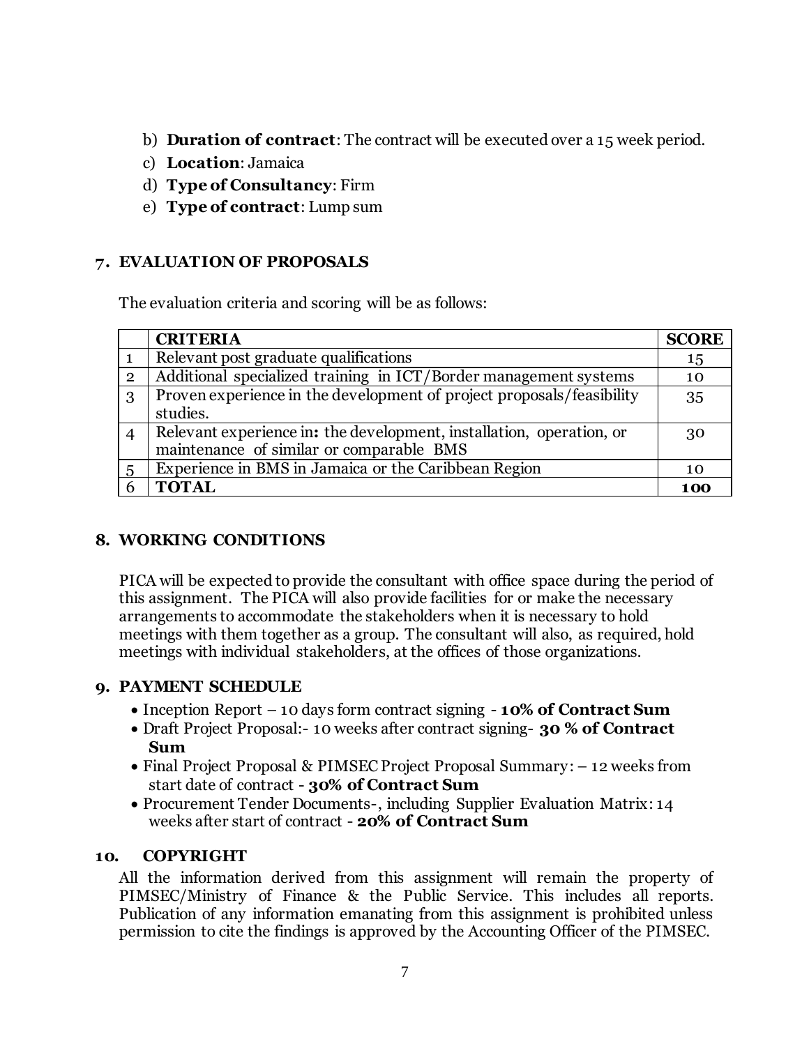b) **Duration of contract**: The contract will be executed over a 15 week period.
c) **Location**: Jamaica
d) **Type of Consultancy**: Firm
e) **Type of contract**: Lump sum

## 7. EVALUATION OF PROPOSALS

The evaluation criteria and scoring will be as follows:

| | **CRITERIA** | **SCORE** |
|---|---|---|
| 1 | Relevant post graduate qualifications | 15 |
| 2 | Additional specialized training in ICT/Border management systems | 10 |
| 3 | Proven experience in the development of project proposals/feasibility studies. | 35 |
| 4 | Relevant experience in**:** the development, installation, operation, or maintenance of similar or comparable BMS | 30 |
| 5 | Experience in BMS in Jamaica or the Caribbean Region | 10 |
| 6 | **TOTAL** | **100** |

## 8. WORKING CONDITIONS

PICA will be expected to provide the consultant with office space during the period of this assignment. The PICA will also provide facilities for or make the necessary arrangements to accommodate the stakeholders when it is necessary to hold meetings with them together as a group. The consultant will also, as required, hold meetings with individual stakeholders, at the offices of those organizations.

## 9. PAYMENT SCHEDULE

- Inception Report – 10 days form contract signing - **10% of Contract Sum**
- Draft Project Proposal:- 10 weeks after contract signing- **30 % of Contract Sum**
- Final Project Proposal & PIMSEC Project Proposal Summary: – 12 weeks from start date of contract - **30% of Contract Sum**
- Procurement Tender Documents-, including Supplier Evaluation Matrix: 14 weeks after start of contract - **20% of Contract Sum**

## 10. COPYRIGHT

All the information derived from this assignment will remain the property of PIMSEC/Ministry of Finance & the Public Service. This includes all reports. Publication of any information emanating from this assignment is prohibited unless permission to cite the findings is approved by the Accounting Officer of the PIMSEC.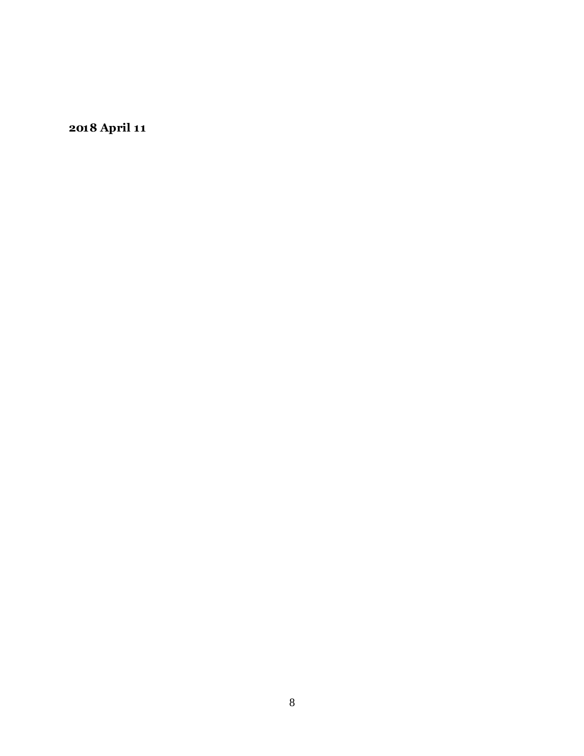**2018 April 11**